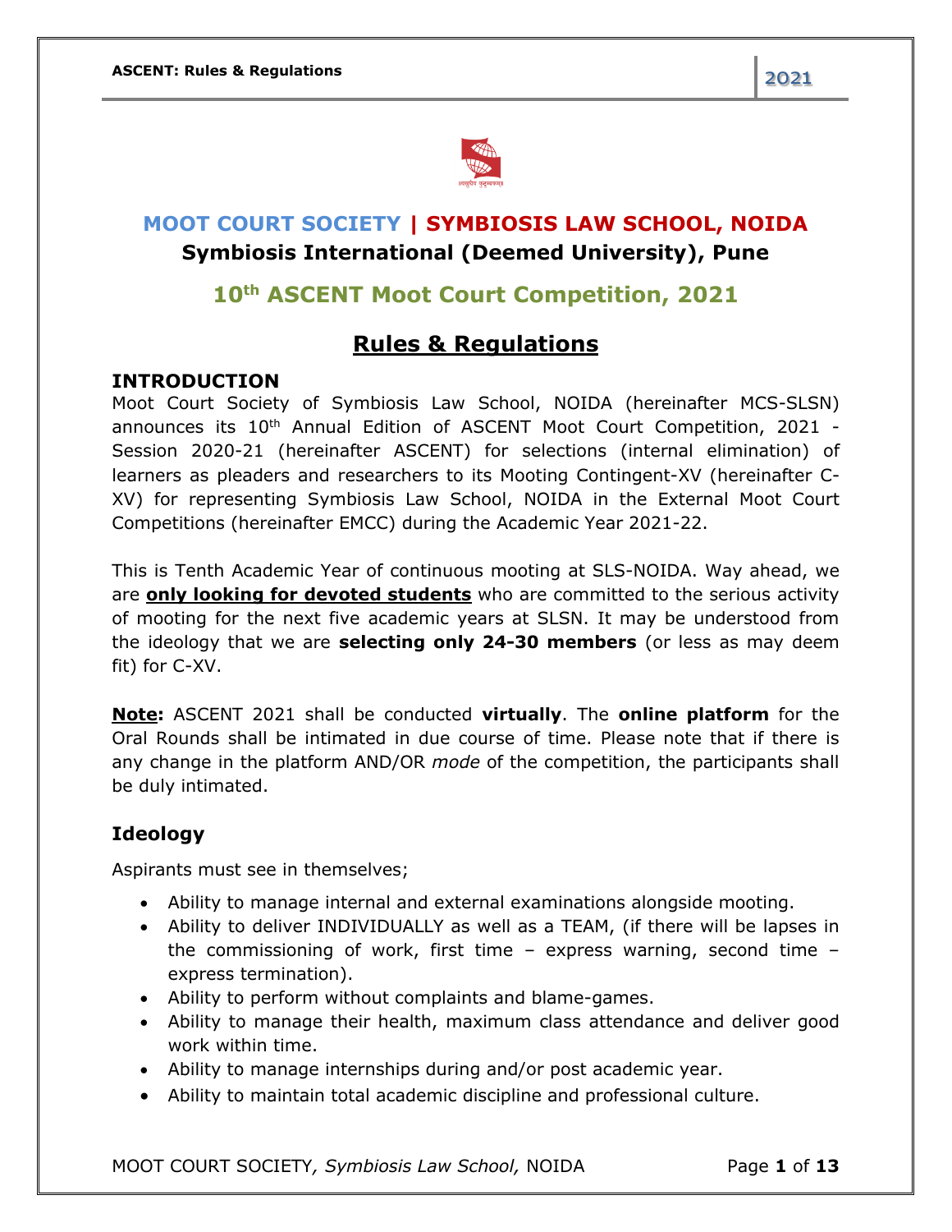# MOOT COURT SOCIETY | SYMBIOSIS LAW SCHOOL, NOIDA

**Symbiosis International (Deemed University), Pune**

## 10th ASCENT Moot Court Competition, 2021

## Rules & Regulations

### INTRODUCTION

Moot Court Society of Symbiosis Law School, NOIDA (hereinafter MCS-SLSN) announces its 10th Annual Edition of ASCENT Moot Court Competition, 2021 - Session 2020-21 (hereinafter ASCENT) for selections (internal elimination) of learners as pleaders and researchers to its Mooting Contingent-XV (hereinafter C-XV) for representing Symbiosis Law School, NOIDA in the External Moot Court Competitions (hereinafter EMCC) during the Academic Year 2021-22.

This is Tenth Academic Year of continuous mooting at SLS-NOIDA. Way ahead, we are **only looking for devoted students** who are committed to the serious activity of mooting for the next five academic years at SLSN. It may be understood from the ideology that we are **selecting only 24-30 members** (or less as may deem fit) for C-XV.

**Note:** ASCENT 2021 shall be conducted **virtually**. The **online platform** for the Oral Rounds shall be intimated in due course of time. Please note that if there is any change in the platform AND/OR *mode* of the competition, the participants shall be duly intimated.

### Ideology

Aspirants must see in themselves;

- Ability to manage internal and external examinations alongside mooting.
- Ability to deliver INDIVIDUALLY as well as a TEAM, (if there will be lapses in the commissioning of work, first time – express warning, second time – express termination).
- Ability to perform without complaints and blame-games.
- Ability to manage their health, maximum class attendance and deliver good work within time.
- Ability to manage internships during and/or post academic year.
- Ability to maintain total academic discipline and professional culture.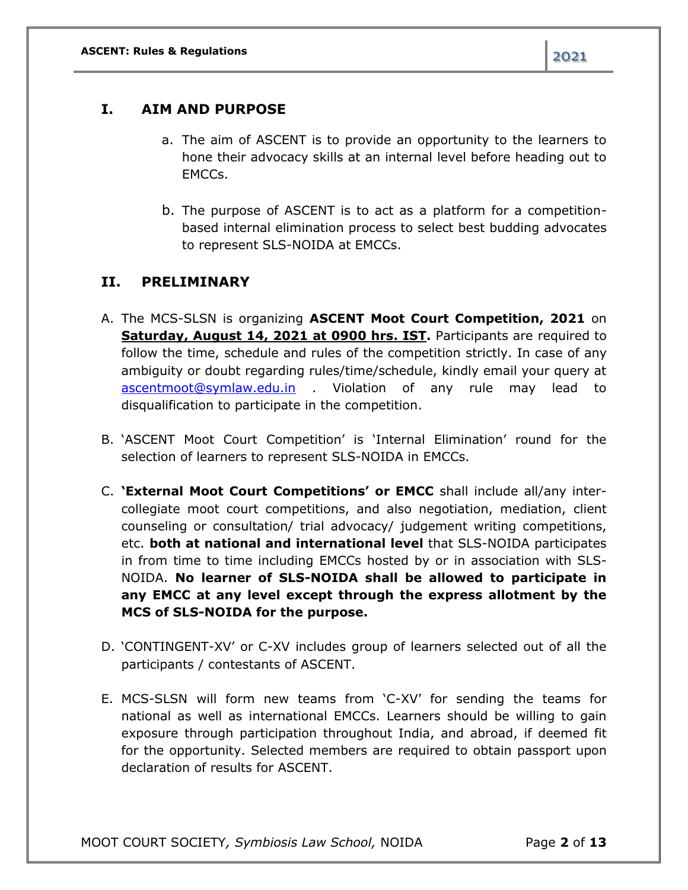## I. AIM AND PURPOSE

a. The aim of ASCENT is to provide an opportunity to the learners to hone their advocacy skills at an internal level before heading out to EMCCs.

b. The purpose of ASCENT is to act as a platform for a competition-based internal elimination process to select best budding advocates to represent SLS-NOIDA at EMCCs.

## II. PRELIMINARY

A. The MCS-SLSN is organizing **ASCENT Moot Court Competition, 2021** on **Saturday, August 14, 2021 at 0900 hrs. IST.** Participants are required to follow the time, schedule and rules of the competition strictly. In case of any ambiguity or doubt regarding rules/time/schedule, kindly email your query at ascentmoot@symlaw.edu.in . Violation of any rule may lead to disqualification to participate in the competition.

B. 'ASCENT Moot Court Competition' is 'Internal Elimination' round for the selection of learners to represent SLS-NOIDA in EMCCs.

C. **'External Moot Court Competitions' or EMCC** shall include all/any inter-collegiate moot court competitions, and also negotiation, mediation, client counseling or consultation/ trial advocacy/ judgement writing competitions, etc. **both at national and international level** that SLS-NOIDA participates in from time to time including EMCCs hosted by or in association with SLS-NOIDA. **No learner of SLS-NOIDA shall be allowed to participate in any EMCC at any level except through the express allotment by the MCS of SLS-NOIDA for the purpose.**

D. 'CONTINGENT-XV' or C-XV includes group of learners selected out of all the participants / contestants of ASCENT.

E. MCS-SLSN will form new teams from 'C-XV' for sending the teams for national as well as international EMCCs. Learners should be willing to gain exposure through participation throughout India, and abroad, if deemed fit for the opportunity. Selected members are required to obtain passport upon declaration of results for ASCENT.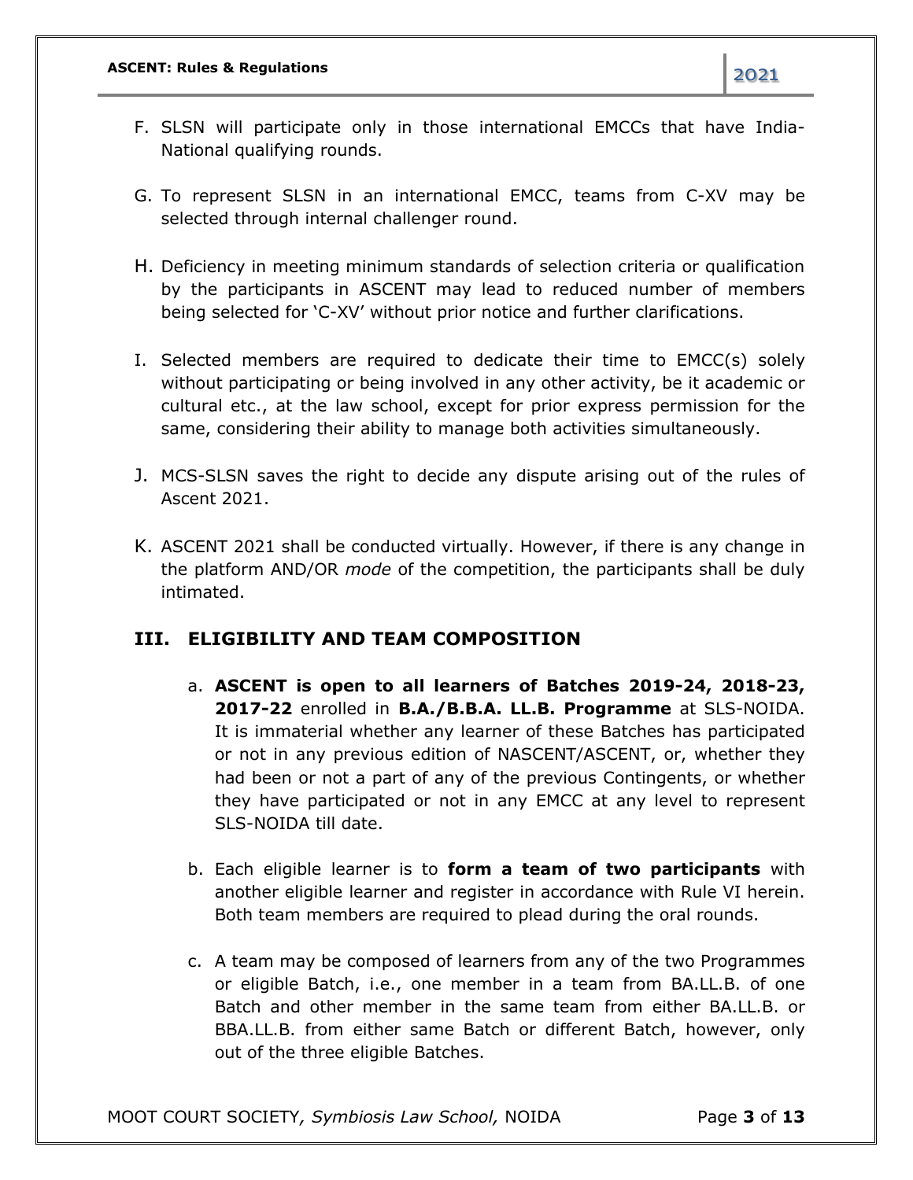F. SLSN will participate only in those international EMCCs that have India-National qualifying rounds.

G. To represent SLSN in an international EMCC, teams from C-XV may be selected through internal challenger round.

H. Deficiency in meeting minimum standards of selection criteria or qualification by the participants in ASCENT may lead to reduced number of members being selected for 'C-XV' without prior notice and further clarifications.

I. Selected members are required to dedicate their time to EMCC(s) solely without participating or being involved in any other activity, be it academic or cultural etc., at the law school, except for prior express permission for the same, considering their ability to manage both activities simultaneously.

J. MCS-SLSN saves the right to decide any dispute arising out of the rules of Ascent 2021.

K. ASCENT 2021 shall be conducted virtually. However, if there is any change in the platform AND/OR *mode* of the competition, the participants shall be duly intimated.

## III. ELIGIBILITY AND TEAM COMPOSITION

a. **ASCENT is open to all learners of Batches 2019-24, 2018-23, 2017-22** enrolled in **B.A./B.B.A. LL.B. Programme** at SLS-NOIDA. It is immaterial whether any learner of these Batches has participated or not in any previous edition of NASCENT/ASCENT, or, whether they had been or not a part of any of the previous Contingents, or whether they have participated or not in any EMCC at any level to represent SLS-NOIDA till date.

b. Each eligible learner is to **form a team of two participants** with another eligible learner and register in accordance with Rule VI herein. Both team members are required to plead during the oral rounds.

c. A team may be composed of learners from any of the two Programmes or eligible Batch, i.e., one member in a team from BA.LL.B. of one Batch and other member in the same team from either BA.LL.B. or BBA.LL.B. from either same Batch or different Batch, however, only out of the three eligible Batches.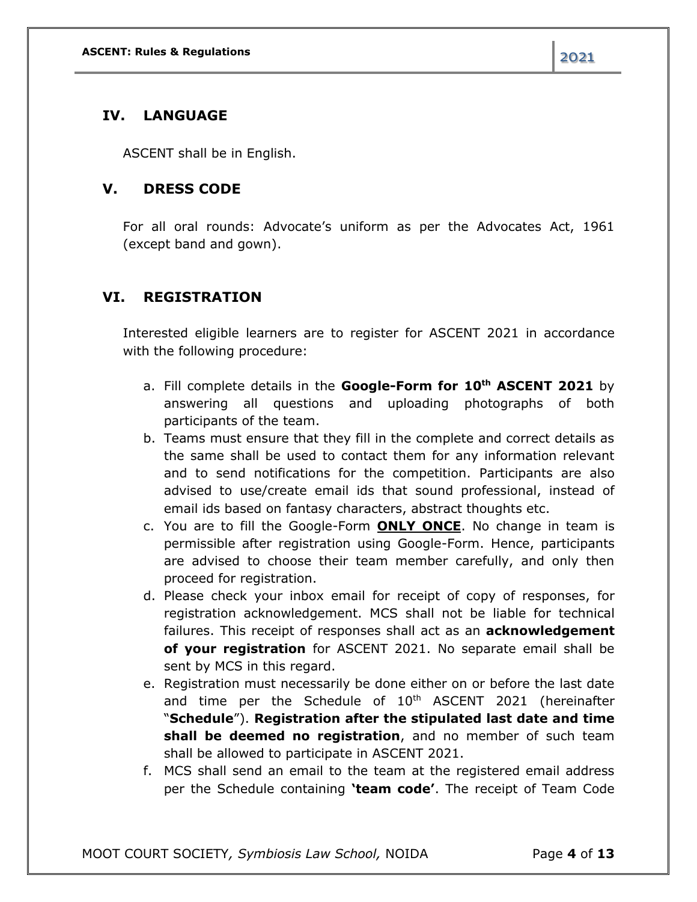## IV. LANGUAGE

ASCENT shall be in English.

## V. DRESS CODE

For all oral rounds: Advocate's uniform as per the Advocates Act, 1961 (except band and gown).

## VI. REGISTRATION

Interested eligible learners are to register for ASCENT 2021 in accordance with the following procedure:

a. Fill complete details in the **Google-Form for 10th ASCENT 2021** by answering all questions and uploading photographs of both participants of the team.
b. Teams must ensure that they fill in the complete and correct details as the same shall be used to contact them for any information relevant and to send notifications for the competition. Participants are also advised to use/create email ids that sound professional, instead of email ids based on fantasy characters, abstract thoughts etc.
c. You are to fill the Google-Form ***<u>ONLY ONCE</u>***. No change in team is permissible after registration using Google-Form. Hence, participants are advised to choose their team member carefully, and only then proceed for registration.
d. Please check your inbox email for receipt of copy of responses, for registration acknowledgement. MCS shall not be liable for technical failures. This receipt of responses shall act as an **acknowledgement of your registration** for ASCENT 2021. No separate email shall be sent by MCS in this regard.
e. Registration must necessarily be done either on or before the last date and time per the Schedule of 10th ASCENT 2021 (hereinafter "**Schedule**"). **Registration after the stipulated last date and time shall be deemed no registration**, and no member of such team shall be allowed to participate in ASCENT 2021.
f. MCS shall send an email to the team at the registered email address per the Schedule containing **'team code'**. The receipt of Team Code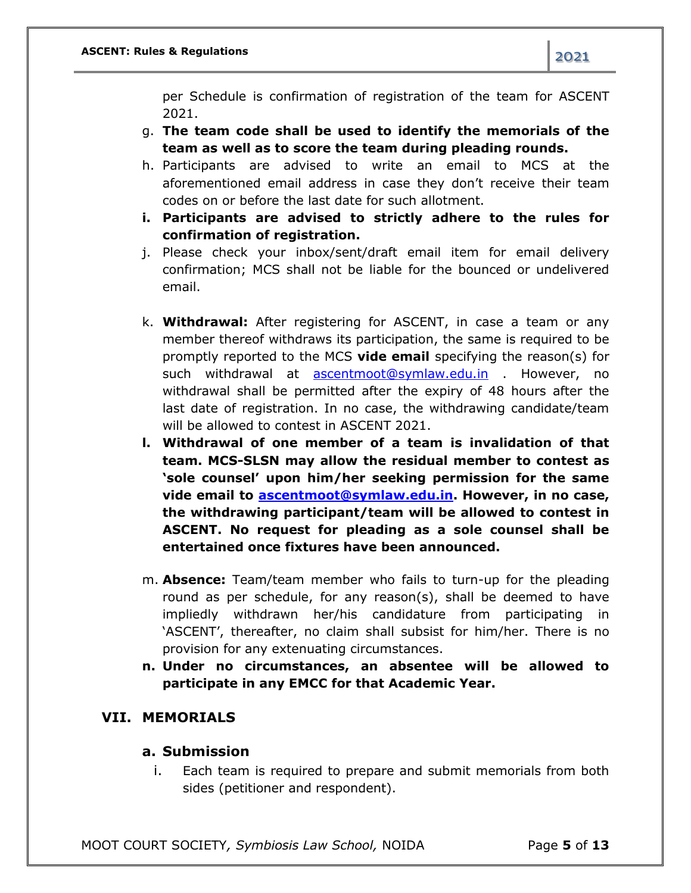per Schedule is confirmation of registration of the team for ASCENT 2021.

g. **The team code shall be used to identify the memorials of the team as well as to score the team during pleading rounds.**
h. Participants are advised to write an email to MCS at the aforementioned email address in case they don't receive their team codes on or before the last date for such allotment.
i. **Participants are advised to strictly adhere to the rules for confirmation of registration.**
j. Please check your inbox/sent/draft email item for email delivery confirmation; MCS shall not be liable for the bounced or undelivered email.

k. **Withdrawal:** After registering for ASCENT, in case a team or any member thereof withdraws its participation, the same is required to be promptly reported to the MCS **vide email** specifying the reason(s) for such withdrawal at ascentmoot@symlaw.edu.in . However, no withdrawal shall be permitted after the expiry of 48 hours after the last date of registration. In no case, the withdrawing candidate/team will be allowed to contest in ASCENT 2021.
l. **Withdrawal of one member of a team is invalidation of that team. MCS-SLSN may allow the residual member to contest as 'sole counsel' upon him/her seeking permission for the same vide email to ascentmoot@symlaw.edu.in. However, in no case, the withdrawing participant/team will be allowed to contest in ASCENT. No request for pleading as a sole counsel shall be entertained once fixtures have been announced.**

m. **Absence:** Team/team member who fails to turn-up for the pleading round as per schedule, for any reason(s), shall be deemed to have impliedly withdrawn her/his candidature from participating in 'ASCENT', thereafter, no claim shall subsist for him/her. There is no provision for any extenuating circumstances.
n. **Under no circumstances, an absentee will be allowed to participate in any EMCC for that Academic Year.**

## VII. MEMORIALS

### a. Submission

i. Each team is required to prepare and submit memorials from both sides (petitioner and respondent).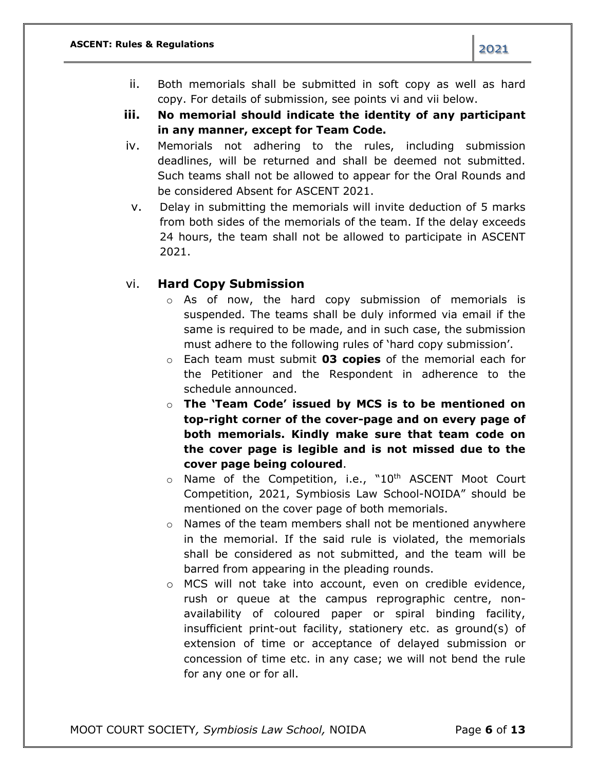ii. Both memorials shall be submitted in soft copy as well as hard copy. For details of submission, see points vi and vii below.

**iii. No memorial should indicate the identity of any participant in any manner, except for Team Code.**

iv. Memorials not adhering to the rules, including submission deadlines, will be returned and shall be deemed not submitted. Such teams shall not be allowed to appear for the Oral Rounds and be considered Absent for ASCENT 2021.

v. Delay in submitting the memorials will invite deduction of 5 marks from both sides of the memorials of the team. If the delay exceeds 24 hours, the team shall not be allowed to participate in ASCENT 2021.

vi. **Hard Copy Submission**

- As of now, the hard copy submission of memorials is suspended. The teams shall be duly informed via email if the same is required to be made, and in such case, the submission must adhere to the following rules of 'hard copy submission'.
- Each team must submit **03 copies** of the memorial each for the Petitioner and the Respondent in adherence to the schedule announced.
- **The 'Team Code' issued by MCS is to be mentioned on top-right corner of the cover-page and on every page of both memorials. Kindly make sure that team code on the cover page is legible and is not missed due to the cover page being coloured**.
- Name of the Competition, i.e., "10th ASCENT Moot Court Competition, 2021, Symbiosis Law School-NOIDA" should be mentioned on the cover page of both memorials.
- Names of the team members shall not be mentioned anywhere in the memorial. If the said rule is violated, the memorials shall be considered as not submitted, and the team will be barred from appearing in the pleading rounds.
- MCS will not take into account, even on credible evidence, rush or queue at the campus reprographic centre, non-availability of coloured paper or spiral binding facility, insufficient print-out facility, stationery etc. as ground(s) of extension of time or acceptance of delayed submission or concession of time etc. in any case; we will not bend the rule for any one or for all.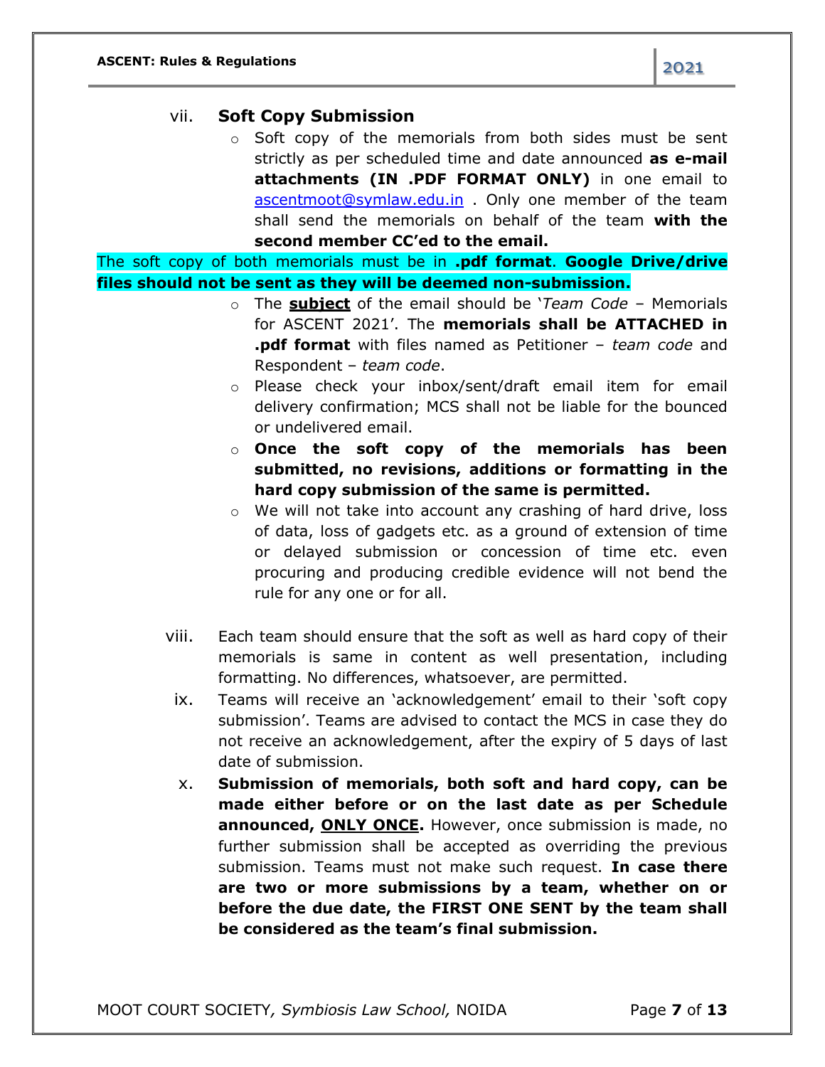vii. **Soft Copy Submission**

- Soft copy of the memorials from both sides must be sent strictly as per scheduled time and date announced **as e-mail attachments (IN .PDF FORMAT ONLY)** in one email to ascentmoot@symlaw.edu.in . Only one member of the team shall send the memorials on behalf of the team **with the second member CC'ed to the email.**

The soft copy of both memorials must be in **.pdf format**. **Google Drive/drive files should not be sent as they will be deemed non-submission.**

- The **subject** of the email should be '*Team Code* – Memorials for ASCENT 2021'. The **memorials shall be ATTACHED in .pdf format** with files named as Petitioner – *team code* and Respondent – *team code*.
- Please check your inbox/sent/draft email item for email delivery confirmation; MCS shall not be liable for the bounced or undelivered email.
- **Once the soft copy of the memorials has been submitted, no revisions, additions or formatting in the hard copy submission of the same is permitted.**
- We will not take into account any crashing of hard drive, loss of data, loss of gadgets etc. as a ground of extension of time or delayed submission or concession of time etc. even procuring and producing credible evidence will not bend the rule for any one or for all.

viii. Each team should ensure that the soft as well as hard copy of their memorials is same in content as well presentation, including formatting. No differences, whatsoever, are permitted.

ix. Teams will receive an 'acknowledgement' email to their 'soft copy submission'. Teams are advised to contact the MCS in case they do not receive an acknowledgement, after the expiry of 5 days of last date of submission.

x. **Submission of memorials, both soft and hard copy, can be made either before or on the last date as per Schedule announced, ONLY ONCE.** However, once submission is made, no further submission shall be accepted as overriding the previous submission. Teams must not make such request. **In case there are two or more submissions by a team, whether on or before the due date, the FIRST ONE SENT by the team shall be considered as the team's final submission.**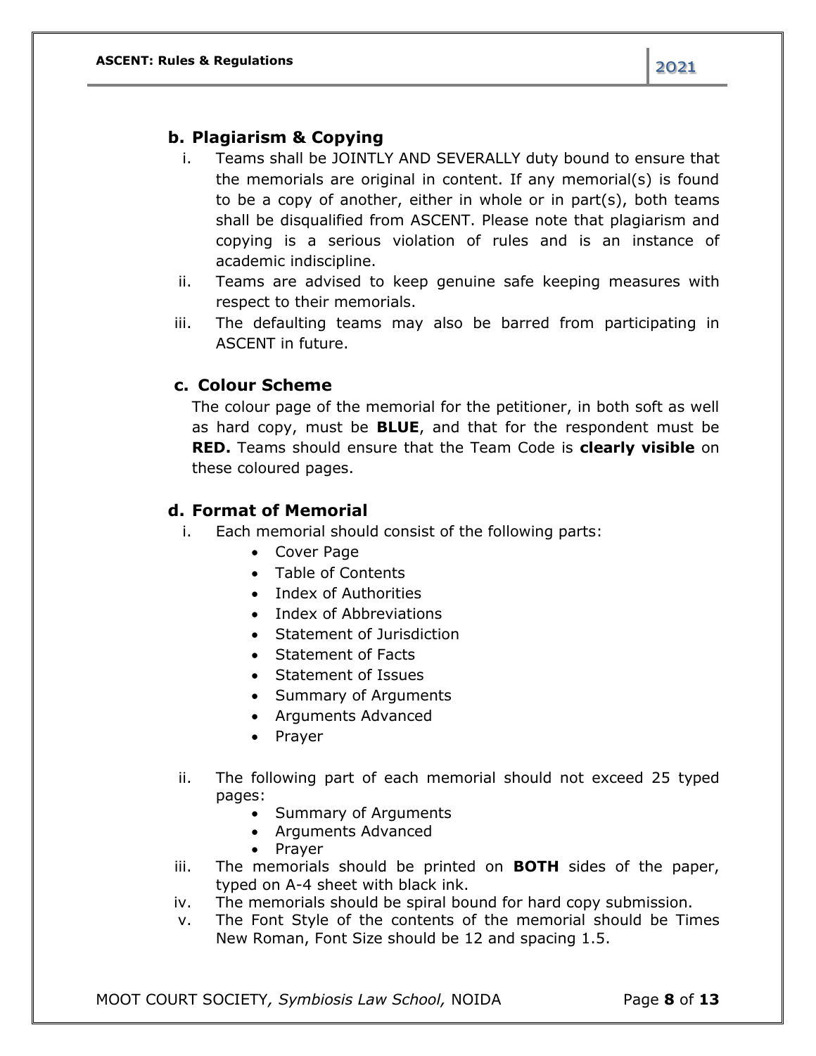### b. Plagiarism & Copying

i. Teams shall be JOINTLY AND SEVERALLY duty bound to ensure that the memorials are original in content. If any memorial(s) is found to be a copy of another, either in whole or in part(s), both teams shall be disqualified from ASCENT. Please note that plagiarism and copying is a serious violation of rules and is an instance of academic indiscipline.

ii. Teams are advised to keep genuine safe keeping measures with respect to their memorials.

iii. The defaulting teams may also be barred from participating in ASCENT in future.

### c. Colour Scheme

The colour page of the memorial for the petitioner, in both soft as well as hard copy, must be **BLUE**, and that for the respondent must be **RED.** Teams should ensure that the Team Code is **clearly visible** on these coloured pages.

### d. Format of Memorial

i. Each memorial should consist of the following parts:
   - Cover Page
   - Table of Contents
   - Index of Authorities
   - Index of Abbreviations
   - Statement of Jurisdiction
   - Statement of Facts
   - Statement of Issues
   - Summary of Arguments
   - Arguments Advanced
   - Prayer

ii. The following part of each memorial should not exceed 25 typed pages:
   - Summary of Arguments
   - Arguments Advanced
   - Prayer

iii. The memorials should be printed on **BOTH** sides of the paper, typed on A-4 sheet with black ink.

iv. The memorials should be spiral bound for hard copy submission.

v. The Font Style of the contents of the memorial should be Times New Roman, Font Size should be 12 and spacing 1.5.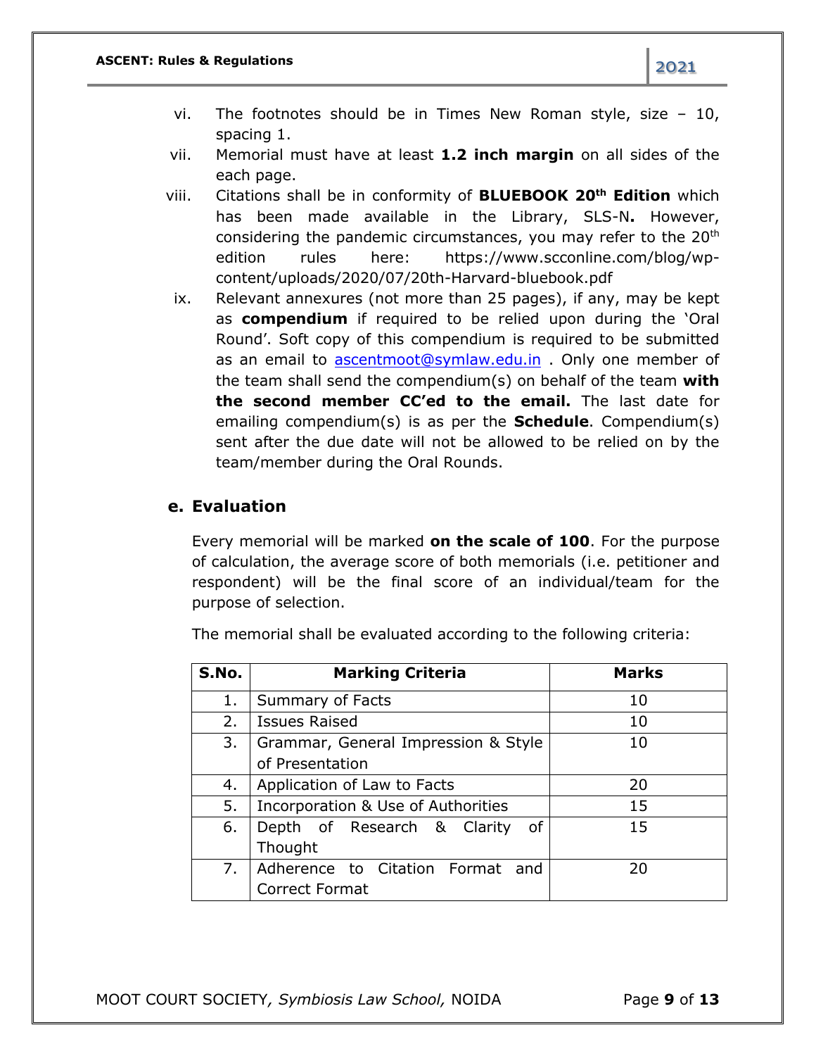vi. The footnotes should be in Times New Roman style, size – 10, spacing 1.

vii. Memorial must have at least **1.2 inch margin** on all sides of the each page.

viii. Citations shall be in conformity of **BLUEBOOK 20th Edition** which has been made available in the Library, SLS-N**.** However, considering the pandemic circumstances, you may refer to the 20th edition rules here: https://www.scconline.com/blog/wp-content/uploads/2020/07/20th-Harvard-bluebook.pdf

ix. Relevant annexures (not more than 25 pages), if any, may be kept as **compendium** if required to be relied upon during the 'Oral Round'. Soft copy of this compendium is required to be submitted as an email to ascentmoot@symlaw.edu.in . Only one member of the team shall send the compendium(s) on behalf of the team **with the second member CC'ed to the email.** The last date for emailing compendium(s) is as per the **Schedule**. Compendium(s) sent after the due date will not be allowed to be relied on by the team/member during the Oral Rounds.

## e. Evaluation

Every memorial will be marked **on the scale of 100**. For the purpose of calculation, the average score of both memorials (i.e. petitioner and respondent) will be the final score of an individual/team for the purpose of selection.

The memorial shall be evaluated according to the following criteria:

| S.No. | Marking Criteria | Marks |
|---|---|---|
| 1. | Summary of Facts | 10 |
| 2. | Issues Raised | 10 |
| 3. | Grammar, General Impression & Style of Presentation | 10 |
| 4. | Application of Law to Facts | 20 |
| 5. | Incorporation & Use of Authorities | 15 |
| 6. | Depth of Research & Clarity of Thought | 15 |
| 7. | Adherence to Citation Format and Correct Format | 20 |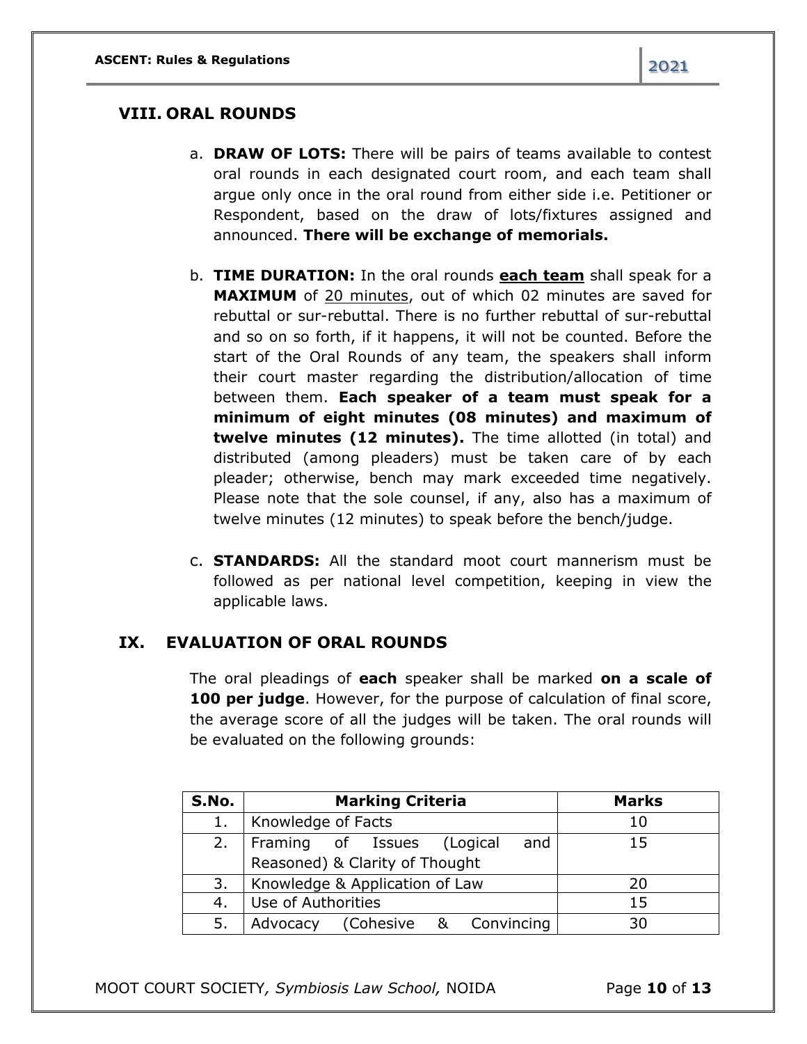## VIII. ORAL ROUNDS

a. **DRAW OF LOTS:** There will be pairs of teams available to contest oral rounds in each designated court room, and each team shall argue only once in the oral round from either side i.e. Petitioner or Respondent, based on the draw of lots/fixtures assigned and announced. **There will be exchange of memorials.**

b. **TIME DURATION:** In the oral rounds **each team** shall speak for a **MAXIMUM** of 20 minutes, out of which 02 minutes are saved for rebuttal or sur-rebuttal. There is no further rebuttal of sur-rebuttal and so on so forth, if it happens, it will not be counted. Before the start of the Oral Rounds of any team, the speakers shall inform their court master regarding the distribution/allocation of time between them. **Each speaker of a team must speak for a minimum of eight minutes (08 minutes) and maximum of twelve minutes (12 minutes).** The time allotted (in total) and distributed (among pleaders) must be taken care of by each pleader; otherwise, bench may mark exceeded time negatively. Please note that the sole counsel, if any, also has a maximum of twelve minutes (12 minutes) to speak before the bench/judge.

c. **STANDARDS:** All the standard moot court mannerism must be followed as per national level competition, keeping in view the applicable laws.

## IX. EVALUATION OF ORAL ROUNDS

The oral pleadings of **each** speaker shall be marked **on a scale of 100 per judge**. However, for the purpose of calculation of final score, the average score of all the judges will be taken. The oral rounds will be evaluated on the following grounds:

| S.No. | Marking Criteria | Marks |
|---|---|---|
| 1. | Knowledge of Facts | 10 |
| 2. | Framing of Issues (Logical and Reasoned) & Clarity of Thought | 15 |
| 3. | Knowledge & Application of Law | 20 |
| 4. | Use of Authorities | 15 |
| 5. | Advocacy (Cohesive & Convincing | 30 |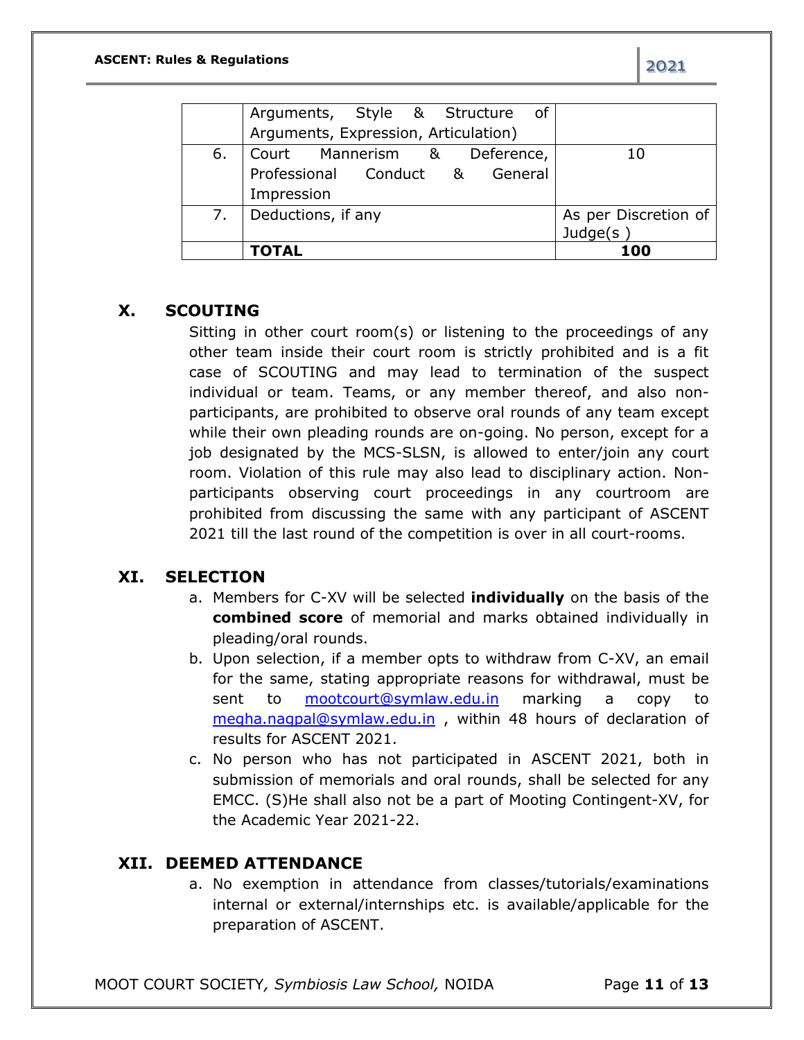| | | |
|---|---|---|
| | Arguments, Style & Structure of Arguments, Expression, Articulation) | |
| 6. | Court Mannerism & Deference, Professional Conduct & General Impression | 10 |
| 7. | Deductions, if any | As per Discretion of Judge(s ) |
| | **TOTAL** | **100** |

## X. SCOUTING

Sitting in other court room(s) or listening to the proceedings of any other team inside their court room is strictly prohibited and is a fit case of SCOUTING and may lead to termination of the suspect individual or team. Teams, or any member thereof, and also non-participants, are prohibited to observe oral rounds of any team except while their own pleading rounds are on-going. No person, except for a job designated by the MCS-SLSN, is allowed to enter/join any court room. Violation of this rule may also lead to disciplinary action. Non-participants observing court proceedings in any courtroom are prohibited from discussing the same with any participant of ASCENT 2021 till the last round of the competition is over in all court-rooms.

## XI. SELECTION

a. Members for C-XV will be selected **individually** on the basis of the **combined score** of memorial and marks obtained individually in pleading/oral rounds.

b. Upon selection, if a member opts to withdraw from C-XV, an email for the same, stating appropriate reasons for withdrawal, must be sent to mootcourt@symlaw.edu.in marking a copy to megha.nagpal@symlaw.edu.in , within 48 hours of declaration of results for ASCENT 2021.

c. No person who has not participated in ASCENT 2021, both in submission of memorials and oral rounds, shall be selected for any EMCC. (S)He shall also not be a part of Mooting Contingent-XV, for the Academic Year 2021-22.

## XII. DEEMED ATTENDANCE

a. No exemption in attendance from classes/tutorials/examinations internal or external/internships etc. is available/applicable for the preparation of ASCENT.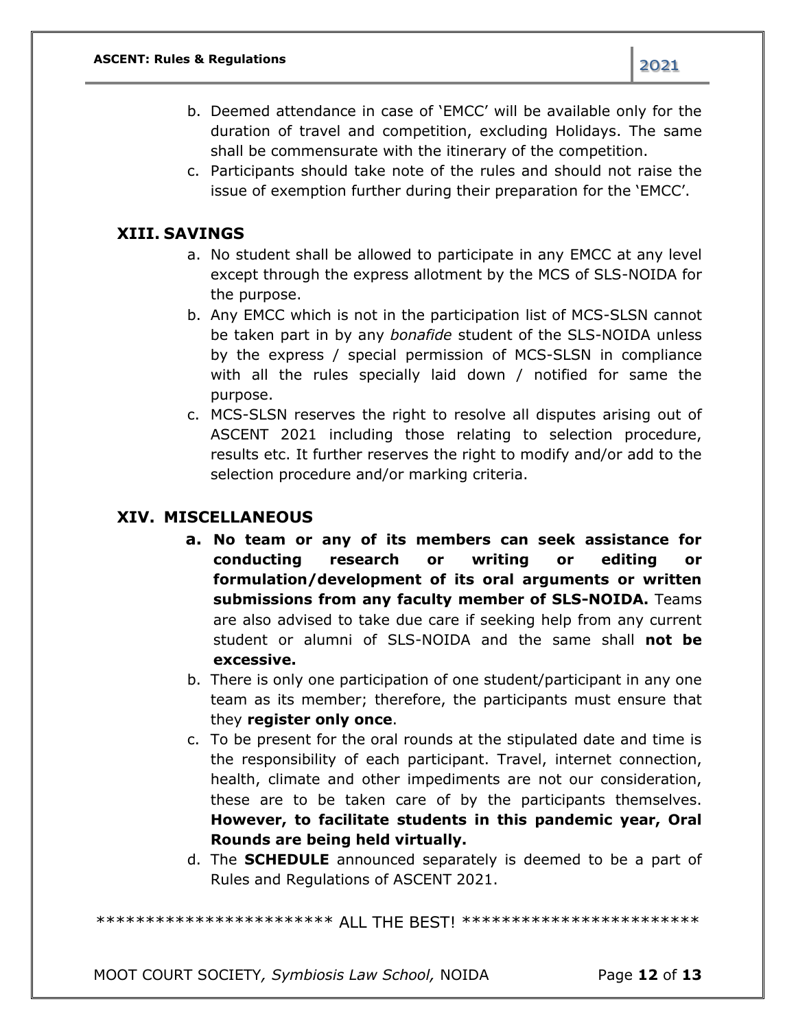b. Deemed attendance in case of 'EMCC' will be available only for the duration of travel and competition, excluding Holidays. The same shall be commensurate with the itinerary of the competition.
c. Participants should take note of the rules and should not raise the issue of exemption further during their preparation for the 'EMCC'.

## XIII. SAVINGS

a. No student shall be allowed to participate in any EMCC at any level except through the express allotment by the MCS of SLS-NOIDA for the purpose.
b. Any EMCC which is not in the participation list of MCS-SLSN cannot be taken part in by any *bonafide* student of the SLS-NOIDA unless by the express / special permission of MCS-SLSN in compliance with all the rules specially laid down / notified for same the purpose.
c. MCS-SLSN reserves the right to resolve all disputes arising out of ASCENT 2021 including those relating to selection procedure, results etc. It further reserves the right to modify and/or add to the selection procedure and/or marking criteria.

## XIV. MISCELLANEOUS

a. **No team or any of its members can seek assistance for conducting research or writing or editing or formulation/development of its oral arguments or written submissions from any faculty member of SLS-NOIDA.** Teams are also advised to take due care if seeking help from any current student or alumni of SLS-NOIDA and the same shall **not be excessive.**
b. There is only one participation of one student/participant in any one team as its member; therefore, the participants must ensure that they **register only once**.
c. To be present for the oral rounds at the stipulated date and time is the responsibility of each participant. Travel, internet connection, health, climate and other impediments are not our consideration, these are to be taken care of by the participants themselves. **However, to facilitate students in this pandemic year, Oral Rounds are being held virtually.**
d. The **SCHEDULE** announced separately is deemed to be a part of Rules and Regulations of ASCENT 2021.

************************ ALL THE BEST! ************************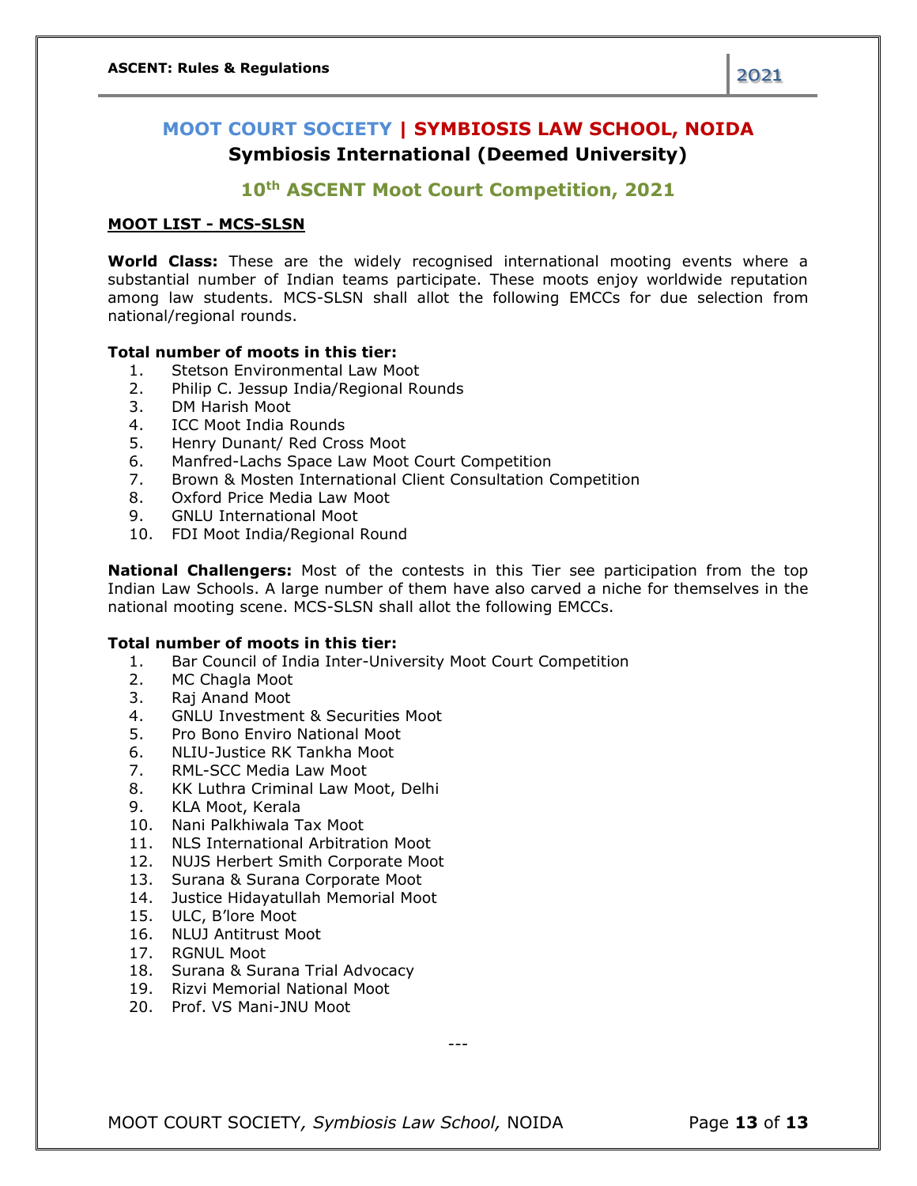# MOOT COURT SOCIETY | SYMBIOSIS LAW SCHOOL, NOIDA

## Symbiosis International (Deemed University)

### 10th ASCENT Moot Court Competition, 2021

**MOOT LIST - MCS-SLSN**

**World Class:** These are the widely recognised international mooting events where a substantial number of Indian teams participate. These moots enjoy worldwide reputation among law students. MCS-SLSN shall allot the following EMCCs for due selection from national/regional rounds.

**Total number of moots in this tier:**

1. Stetson Environmental Law Moot
2. Philip C. Jessup India/Regional Rounds
3. DM Harish Moot
4. ICC Moot India Rounds
5. Henry Dunant/ Red Cross Moot
6. Manfred-Lachs Space Law Moot Court Competition
7. Brown & Mosten International Client Consultation Competition
8. Oxford Price Media Law Moot
9. GNLU International Moot
10. FDI Moot India/Regional Round

**National Challengers:** Most of the contests in this Tier see participation from the top Indian Law Schools. A large number of them have also carved a niche for themselves in the national mooting scene. MCS-SLSN shall allot the following EMCCs.

**Total number of moots in this tier:**

1. Bar Council of India Inter-University Moot Court Competition
2. MC Chagla Moot
3. Raj Anand Moot
4. GNLU Investment & Securities Moot
5. Pro Bono Enviro National Moot
6. NLIU-Justice RK Tankha Moot
7. RML-SCC Media Law Moot
8. KK Luthra Criminal Law Moot, Delhi
9. KLA Moot, Kerala
10. Nani Palkhiwala Tax Moot
11. NLS International Arbitration Moot
12. NUJS Herbert Smith Corporate Moot
13. Surana & Surana Corporate Moot
14. Justice Hidayatullah Memorial Moot
15. ULC, B'lore Moot
16. NLUJ Antitrust Moot
17. RGNUL Moot
18. Surana & Surana Trial Advocacy
19. Rizvi Memorial National Moot
20. Prof. VS Mani-JNU Moot

---